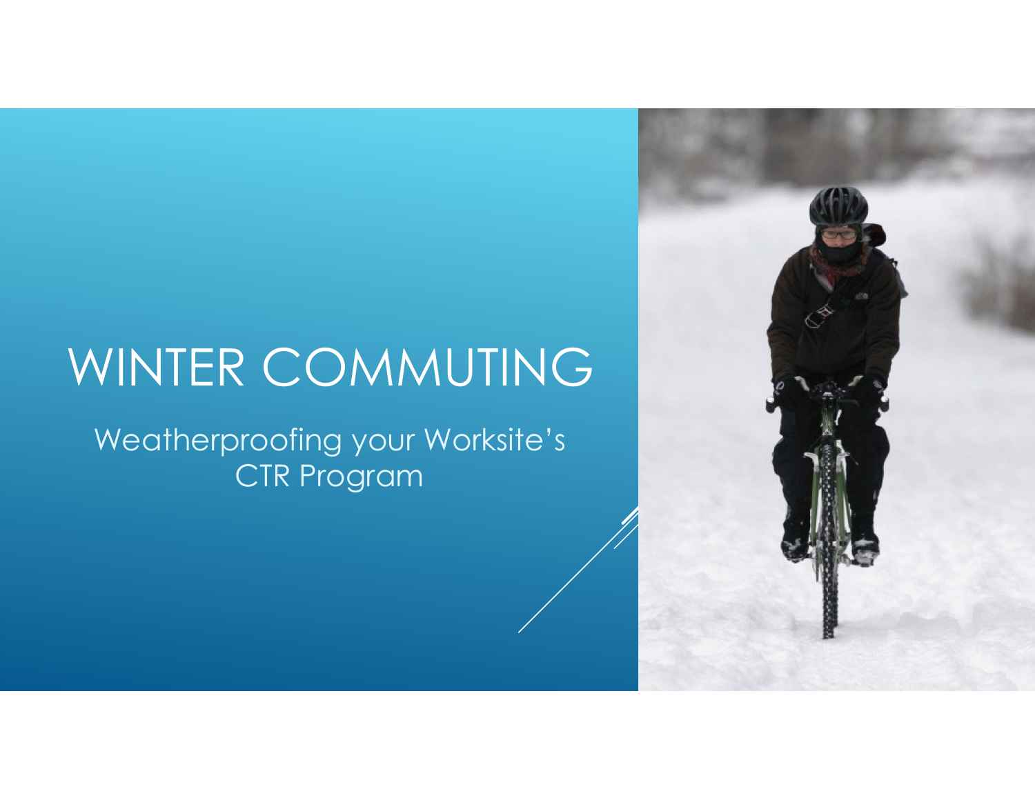# WINTER COMMUTING

Weatherproofing your Worksite's CTR Program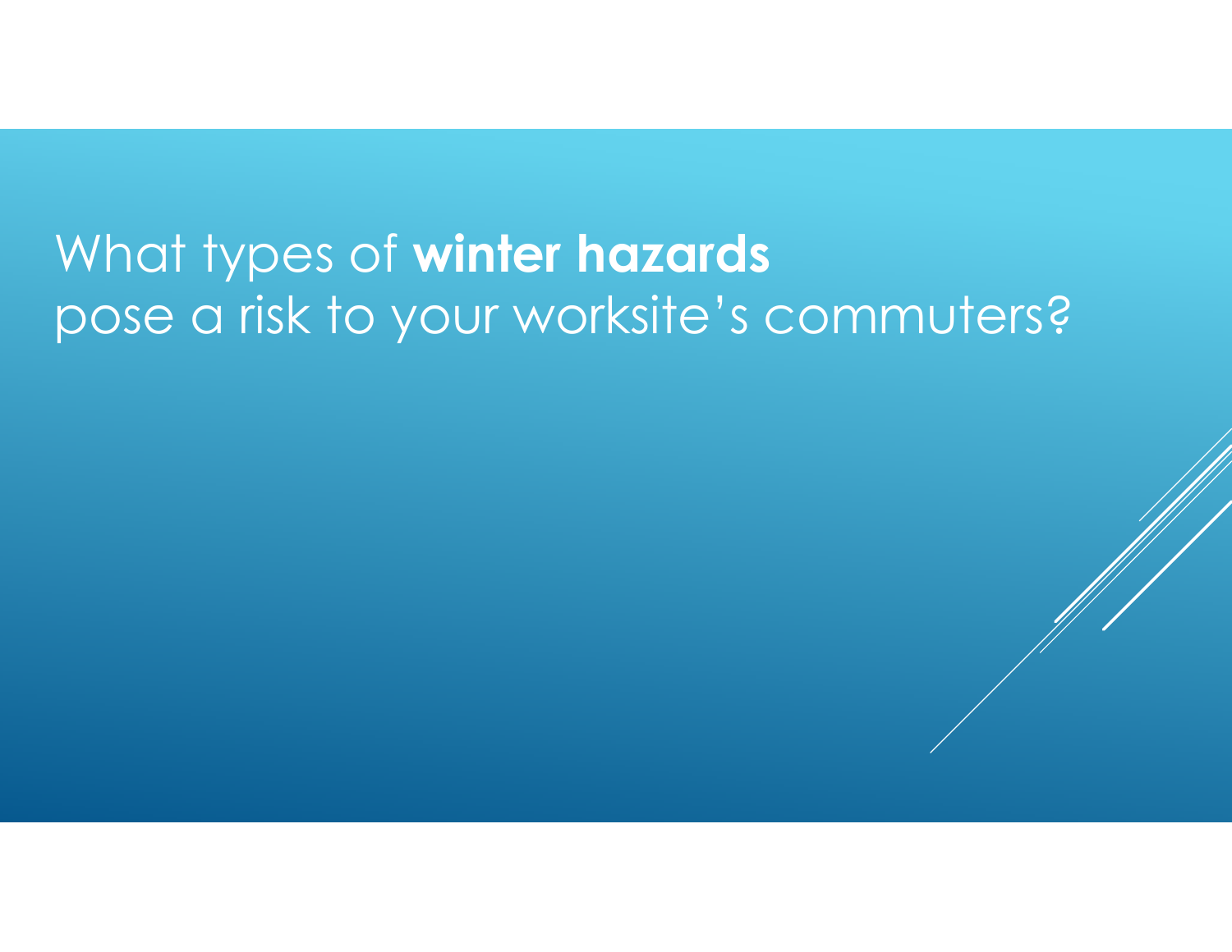# What types of **winter hazards** pose a risk to your worksite's commuters?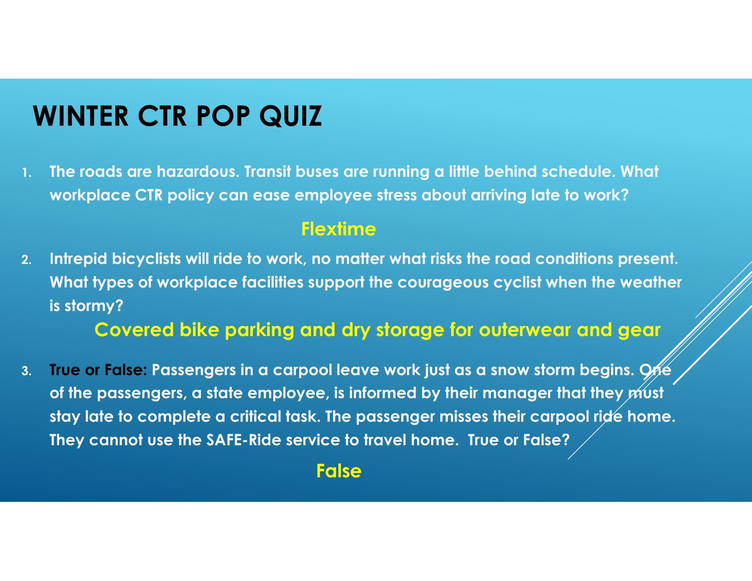# WINTER CTR POP QUIZ

1. **The roads are hazardous. Transit buses are running a little behind schedule. What workplace CTR policy can ease employee stress about arriving late to work?**

   **Flextime**

2. **Intrepid bicyclists will ride to work, no matter what risks the road conditions present. What types of workplace facilities support the courageous cyclist when the weather is stormy?**

   **Covered bike parking and dry storage for outerwear and gear**

3. **True or False: Passengers in a carpool leave work just as a snow storm begins. One of the passengers, a state employee, is informed by their manager that they must stay late to complete a critical task. The passenger misses their carpool ride home. They cannot use the SAFE-Ride service to travel home. True or False?**

   **False**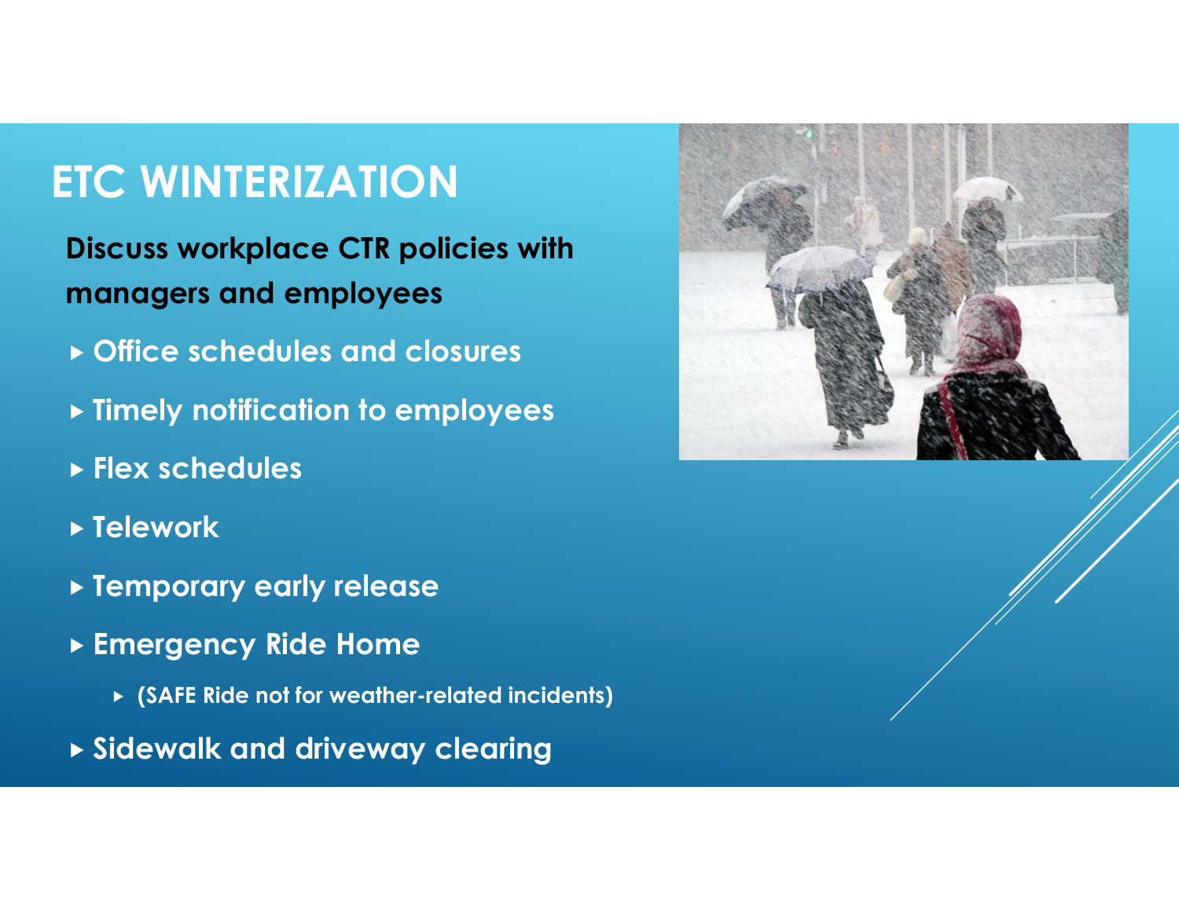# ETC WINTERIZATION

**Discuss workplace CTR policies with managers and employees**

- **Office schedules and closures**
- **Timely notification to employees**
- **Flex schedules**
- **Telework**
- **Temporary early release**
- **Emergency Ride Home**
  - **(SAFE Ride not for weather-related incidents)**
- **Sidewalk and driveway clearing**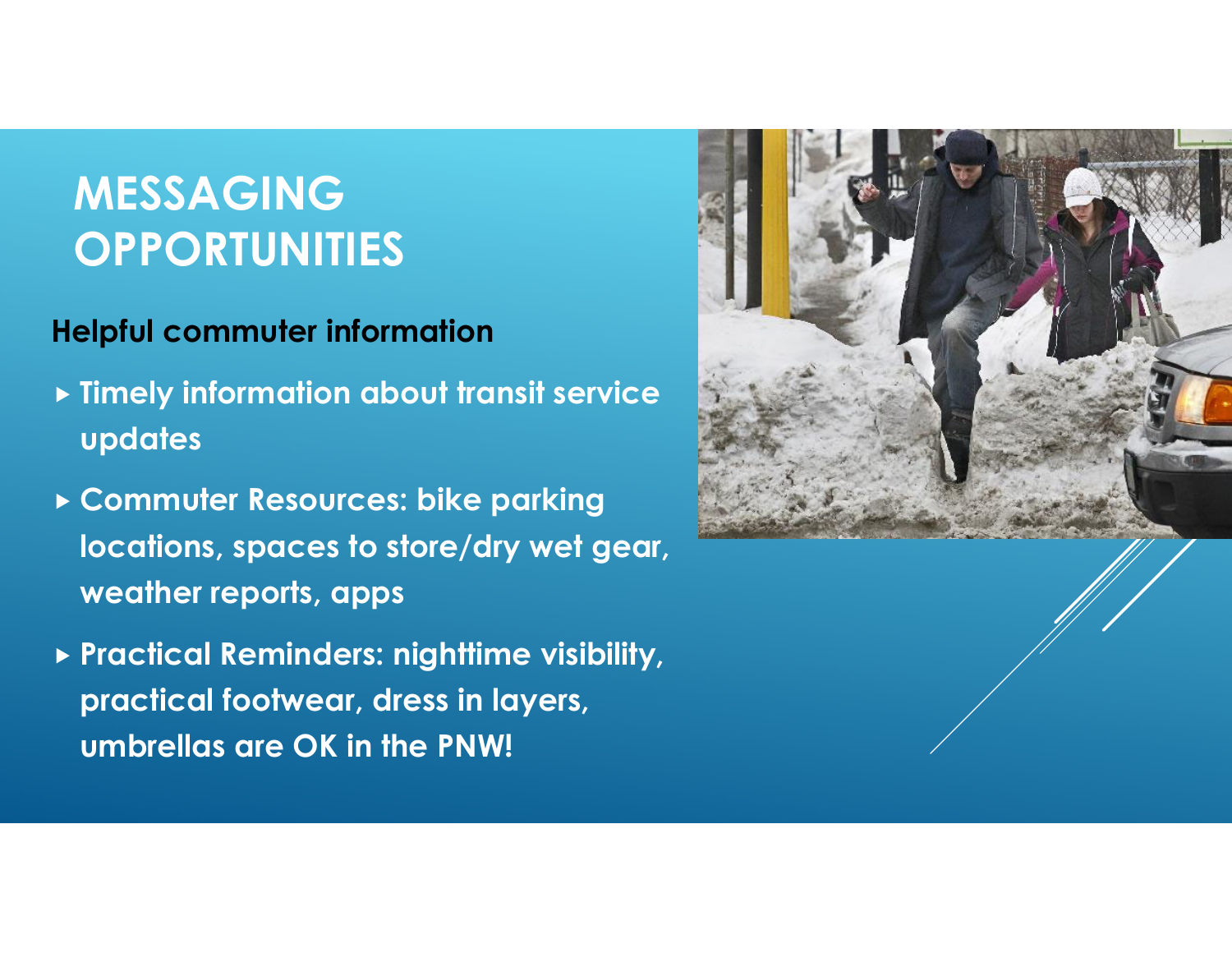# MESSAGING OPPORTUNITIES

**Helpful commuter information**

- **Timely information about transit service updates**
- **Commuter Resources: bike parking locations, spaces to store/dry wet gear, weather reports, apps**
- **Practical Reminders: nighttime visibility, practical footwear, dress in layers, umbrellas are OK in the PNW!**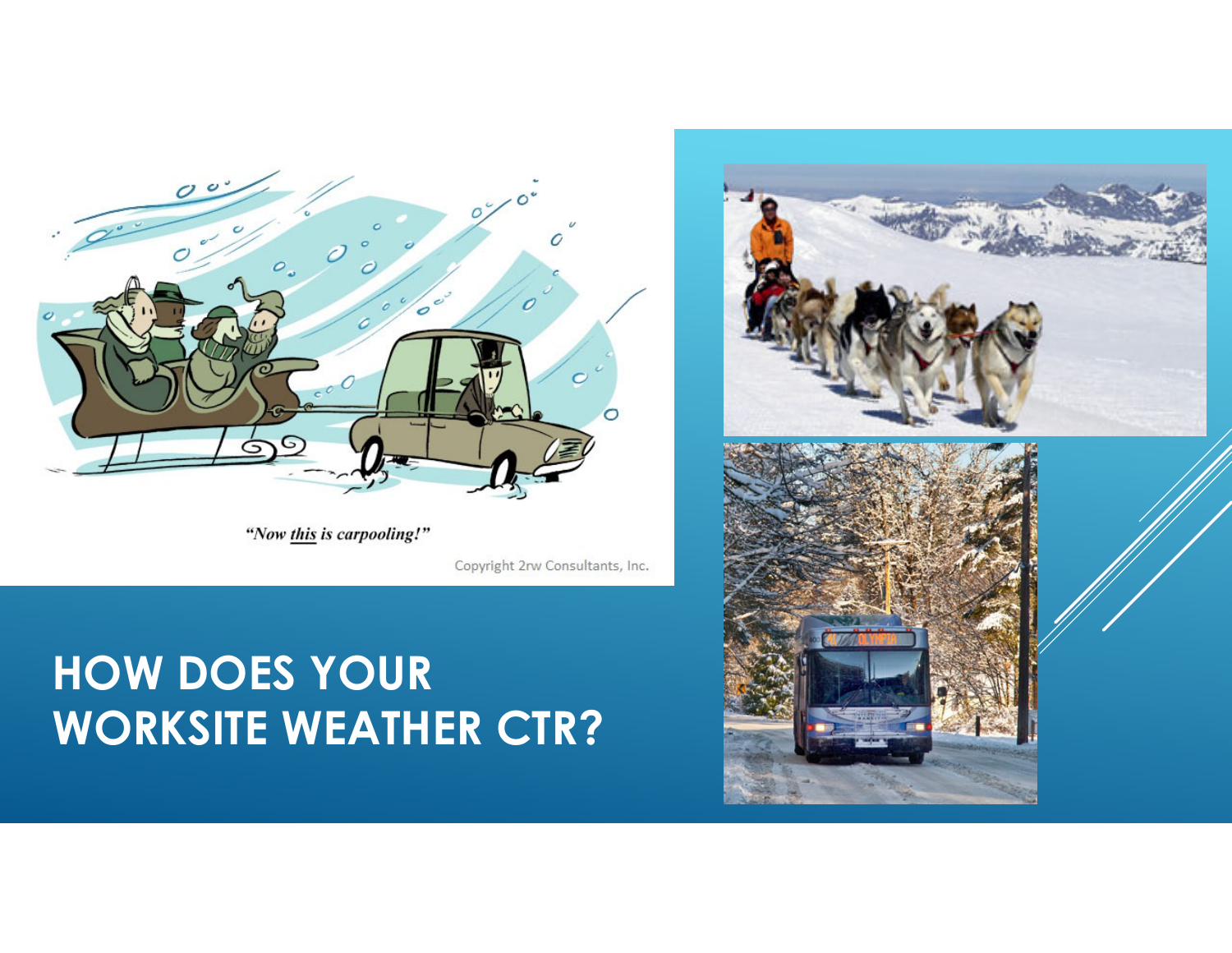"Now this is carpooling!"

Copyright 2rw Consultants, Inc.

# HOW DOES YOUR WORKSITE WEATHER CTR?